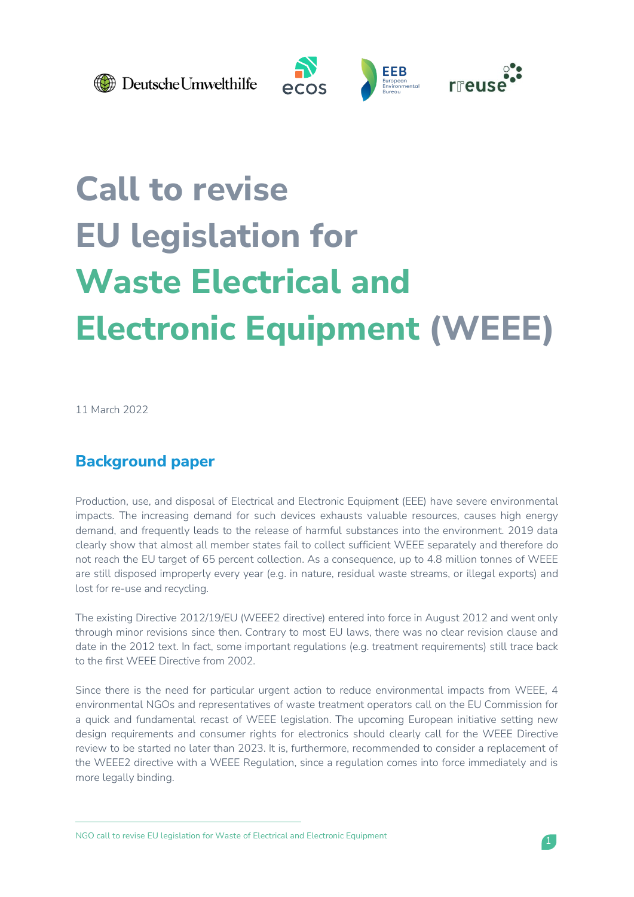# Call to revise EU legislation for Waste Electrical and Electronic Equipment (WEEE)

11 March 2022

## Background paper

Production, use, and disposal of Electrical and Electronic Equipment (EEE) have severe environmental impacts. The increasing demand for such devices exhausts valuable resources, causes high energy demand, and frequently leads to the release of harmful substances into the environment. 2019 data clearly show that almost all member states fail to collect sufficient WEEE separately and therefore do not reach the EU target of 65 percent collection. As a consequence, up to 4.8 million tonnes of WEEE are still disposed improperly every year (e.g. in nature, residual waste streams, or illegal exports) and lost for re-use and recycling.

The existing Directive 2012/19/EU (WEEE2 directive) entered into force in August 2012 and went only through minor revisions since then. Contrary to most EU laws, there was no clear revision clause and date in the 2012 text. In fact, some important regulations (e.g. treatment requirements) still trace back to the first WEEE Directive from 2002.

Since there is the need for particular urgent action to reduce environmental impacts from WEEE, 4 environmental NGOs and representatives of waste treatment operators call on the EU Commission for a quick and fundamental recast of WEEE legislation. The upcoming European initiative setting new design requirements and consumer rights for electronics should clearly call for the WEEE Directive review to be started no later than 2023. It is, furthermore, recommended to consider a replacement of the WEEE2 directive with a WEEE Regulation, since a regulation comes into force immediately and is more legally binding.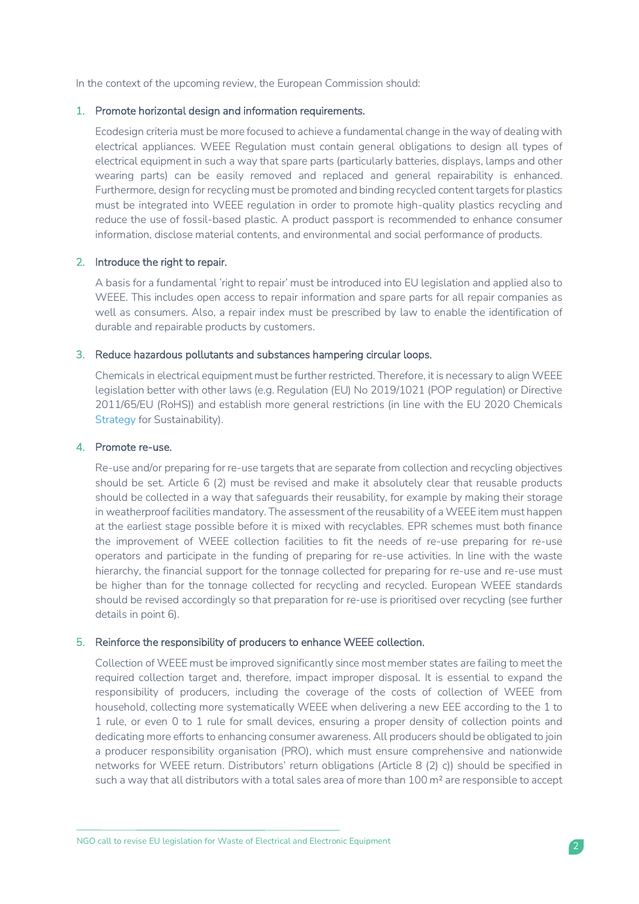In the context of the upcoming review, the European Commission should:

1. Promote horizontal design and information requirements.

   Ecodesign criteria must be more focused to achieve a fundamental change in the way of dealing with electrical appliances. WEEE Regulation must contain general obligations to design all types of electrical equipment in such a way that spare parts (particularly batteries, displays, lamps and other wearing parts) can be easily removed and replaced and general repairability is enhanced. Furthermore, design for recycling must be promoted and binding recycled content targets for plastics must be integrated into WEEE regulation in order to promote high-quality plastics recycling and reduce the use of fossil-based plastic. A product passport is recommended to enhance consumer information, disclose material contents, and environmental and social performance of products.

2. Introduce the right to repair.

   A basis for a fundamental 'right to repair' must be introduced into EU legislation and applied also to WEEE. This includes open access to repair information and spare parts for all repair companies as well as consumers. Also, a repair index must be prescribed by law to enable the identification of durable and repairable products by customers.

3. Reduce hazardous pollutants and substances hampering circular loops.

   Chemicals in electrical equipment must be further restricted. Therefore, it is necessary to align WEEE legislation better with other laws (e.g. Regulation (EU) No 2019/1021 (POP regulation) or Directive 2011/65/EU (RoHS)) and establish more general restrictions (in line with the EU 2020 Chemicals Strategy for Sustainability).

4. Promote re-use.

   Re-use and/or preparing for re-use targets that are separate from collection and recycling objectives should be set. Article 6 (2) must be revised and make it absolutely clear that reusable products should be collected in a way that safeguards their reusability, for example by making their storage in weatherproof facilities mandatory. The assessment of the reusability of a WEEE item must happen at the earliest stage possible before it is mixed with recyclables. EPR schemes must both finance the improvement of WEEE collection facilities to fit the needs of re-use preparing for re-use operators and participate in the funding of preparing for re-use activities. In line with the waste hierarchy, the financial support for the tonnage collected for preparing for re-use and re-use must be higher than for the tonnage collected for recycling and recycled. European WEEE standards should be revised accordingly so that preparation for re-use is prioritised over recycling (see further details in point 6).

5. Reinforce the responsibility of producers to enhance WEEE collection.

   Collection of WEEE must be improved significantly since most member states are failing to meet the required collection target and, therefore, impact improper disposal. It is essential to expand the responsibility of producers, including the coverage of the costs of collection of WEEE from household, collecting more systematically WEEE when delivering a new EEE according to the 1 to 1 rule, or even 0 to 1 rule for small devices, ensuring a proper density of collection points and dedicating more efforts to enhancing consumer awareness. All producers should be obligated to join a producer responsibility organisation (PRO), which must ensure comprehensive and nationwide networks for WEEE return. Distributors' return obligations (Article 8 (2) c)) should be specified in such a way that all distributors with a total sales area of more than 100 m² are responsible to accept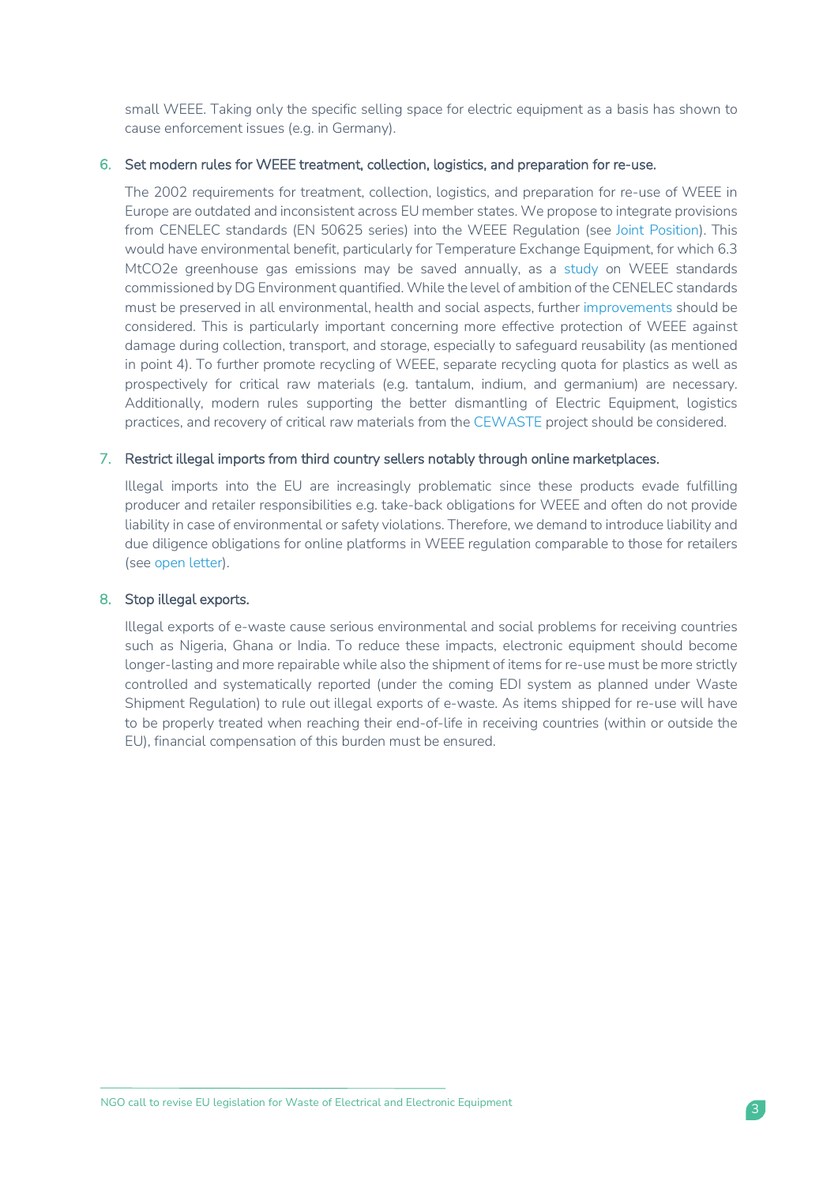small WEEE. Taking only the specific selling space for electric equipment as a basis has shown to cause enforcement issues (e.g. in Germany).

6. **Set modern rules for WEEE treatment, collection, logistics, and preparation for re-use.**

   The 2002 requirements for treatment, collection, logistics, and preparation for re-use of WEEE in Europe are outdated and inconsistent across EU member states. We propose to integrate provisions from CENELEC standards (EN 50625 series) into the WEEE Regulation (see Joint Position). This would have environmental benefit, particularly for Temperature Exchange Equipment, for which 6.3 MtCO2e greenhouse gas emissions may be saved annually, as a study on WEEE standards commissioned by DG Environment quantified. While the level of ambition of the CENELEC standards must be preserved in all environmental, health and social aspects, further improvements should be considered. This is particularly important concerning more effective protection of WEEE against damage during collection, transport, and storage, especially to safeguard reusability (as mentioned in point 4). To further promote recycling of WEEE, separate recycling quota for plastics as well as prospectively for critical raw materials (e.g. tantalum, indium, and germanium) are necessary. Additionally, modern rules supporting the better dismantling of Electric Equipment, logistics practices, and recovery of critical raw materials from the CEWASTE project should be considered.

7. **Restrict illegal imports from third country sellers notably through online marketplaces.**

   Illegal imports into the EU are increasingly problematic since these products evade fulfilling producer and retailer responsibilities e.g. take-back obligations for WEEE and often do not provide liability in case of environmental or safety violations. Therefore, we demand to introduce liability and due diligence obligations for online platforms in WEEE regulation comparable to those for retailers (see open letter).

8. **Stop illegal exports.**

   Illegal exports of e-waste cause serious environmental and social problems for receiving countries such as Nigeria, Ghana or India. To reduce these impacts, electronic equipment should become longer-lasting and more repairable while also the shipment of items for re-use must be more strictly controlled and systematically reported (under the coming EDI system as planned under Waste Shipment Regulation) to rule out illegal exports of e-waste. As items shipped for re-use will have to be properly treated when reaching their end-of-life in receiving countries (within or outside the EU), financial compensation of this burden must be ensured.